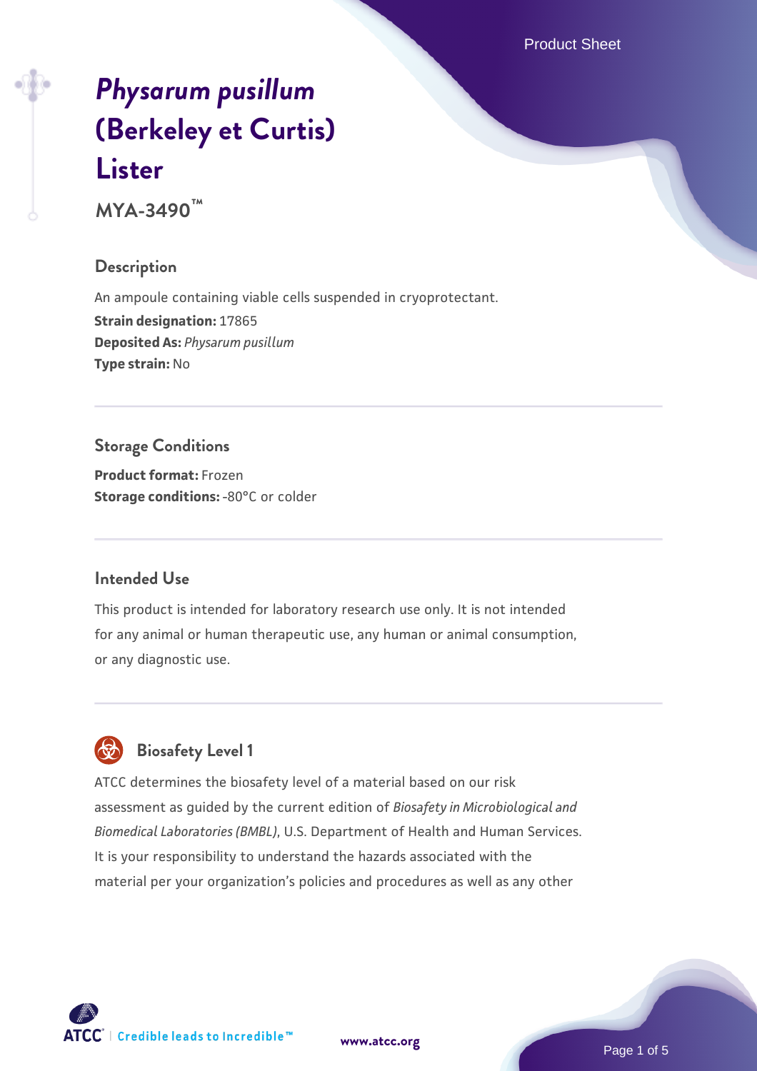# *Physarum pusillum* (Berkeley et Curtis) Lister

**MYA-3490™**

## Description

An ampoule containing viable cells suspended in cryoprotectant.

**Strain designation:** 17865

**Deposited As:** *Physarum pusillum*

**Type strain:** No

## Storage Conditions

**Product format:** Frozen

**Storage conditions:** -80°C or colder

## Intended Use

This product is intended for laboratory research use only. It is not intended for any animal or human therapeutic use, any human or animal consumption, or any diagnostic use.

## Biosafety Level 1

ATCC determines the biosafety level of a material based on our risk assessment as guided by the current edition of *Biosafety in Microbiological and Biomedical Laboratories (BMBL)*, U.S. Department of Health and Human Services. It is your responsibility to understand the hazards associated with the material per your organization's policies and procedures as well as any other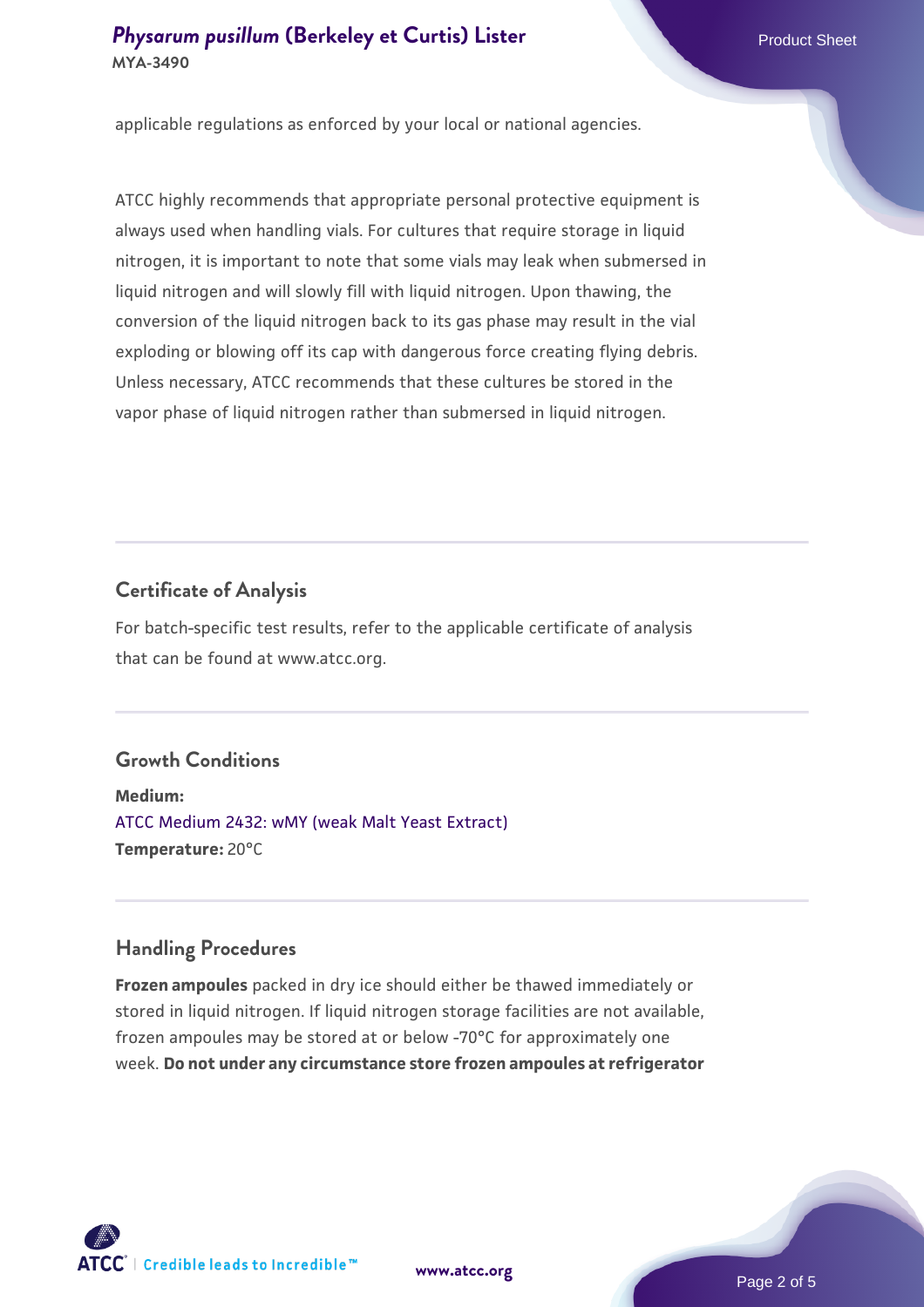applicable regulations as enforced by your local or national agencies.

ATCC highly recommends that appropriate personal protective equipment is always used when handling vials. For cultures that require storage in liquid nitrogen, it is important to note that some vials may leak when submersed in liquid nitrogen and will slowly fill with liquid nitrogen. Upon thawing, the conversion of the liquid nitrogen back to its gas phase may result in the vial exploding or blowing off its cap with dangerous force creating flying debris. Unless necessary, ATCC recommends that these cultures be stored in the vapor phase of liquid nitrogen rather than submersed in liquid nitrogen.

## Certificate of Analysis

For batch-specific test results, refer to the applicable certificate of analysis that can be found at www.atcc.org.

## Growth Conditions

**Medium:**
ATCC Medium 2432: wMY (weak Malt Yeast Extract)
**Temperature:** 20°C

## Handling Procedures

**Frozen ampoules** packed in dry ice should either be thawed immediately or stored in liquid nitrogen. If liquid nitrogen storage facilities are not available, frozen ampoules may be stored at or below -70°C for approximately one week. **Do not under any circumstance store frozen ampoules at refrigerator**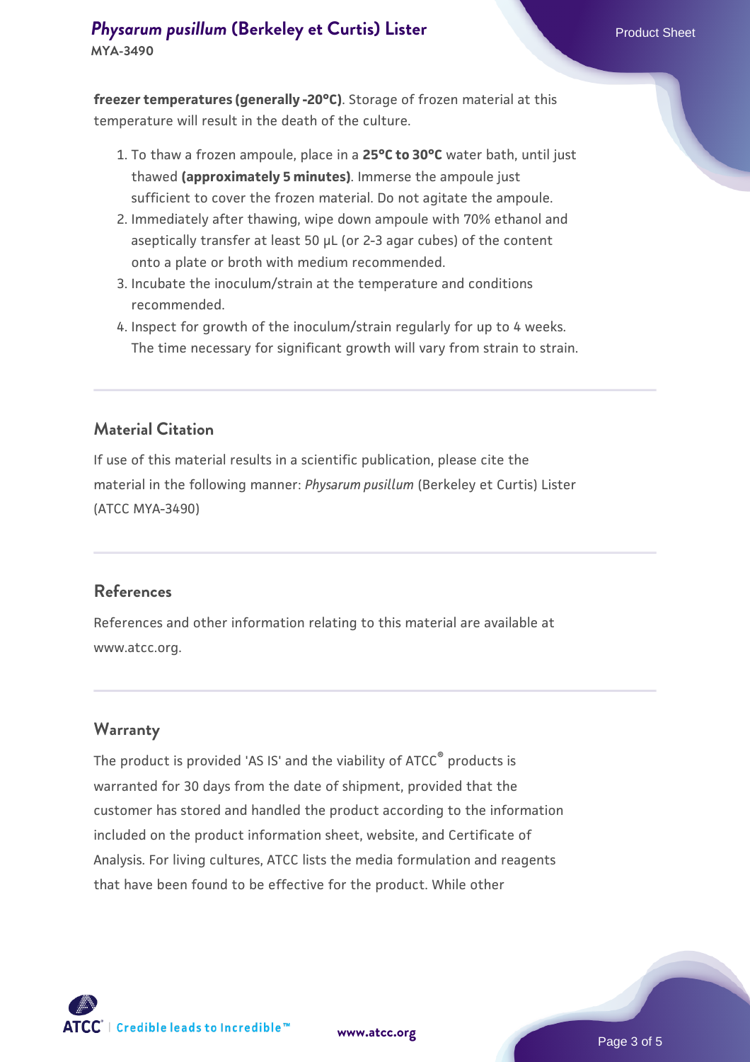**freezer temperatures (generally -20°C)**. Storage of frozen material at this temperature will result in the death of the culture.

1. To thaw a frozen ampoule, place in a **25°C to 30°C** water bath, until just thawed **(approximately 5 minutes)**. Immerse the ampoule just sufficient to cover the frozen material. Do not agitate the ampoule.
2. Immediately after thawing, wipe down ampoule with 70% ethanol and aseptically transfer at least 50 µL (or 2-3 agar cubes) of the content onto a plate or broth with medium recommended.
3. Incubate the inoculum/strain at the temperature and conditions recommended.
4. Inspect for growth of the inoculum/strain regularly for up to 4 weeks. The time necessary for significant growth will vary from strain to strain.

## Material Citation

If use of this material results in a scientific publication, please cite the material in the following manner: *Physarum pusillum* (Berkeley et Curtis) Lister (ATCC MYA-3490)

## References

References and other information relating to this material are available at www.atcc.org.

## Warranty

The product is provided 'AS IS' and the viability of ATCC® products is warranted for 30 days from the date of shipment, provided that the customer has stored and handled the product according to the information included on the product information sheet, website, and Certificate of Analysis. For living cultures, ATCC lists the media formulation and reagents that have been found to be effective for the product. While other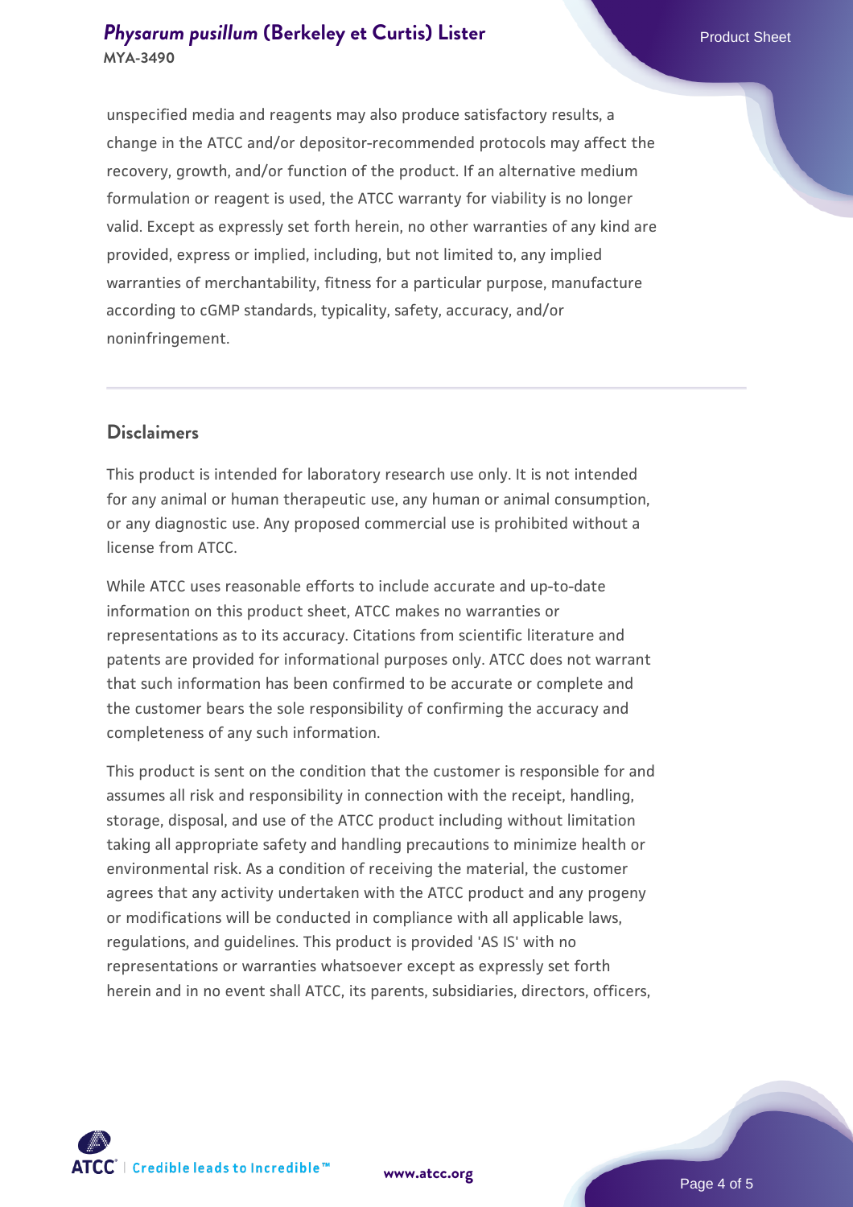unspecified media and reagents may also produce satisfactory results, a change in the ATCC and/or depositor-recommended protocols may affect the recovery, growth, and/or function of the product. If an alternative medium formulation or reagent is used, the ATCC warranty for viability is no longer valid. Except as expressly set forth herein, no other warranties of any kind are provided, express or implied, including, but not limited to, any implied warranties of merchantability, fitness for a particular purpose, manufacture according to cGMP standards, typicality, safety, accuracy, and/or noninfringement.

## Disclaimers

This product is intended for laboratory research use only. It is not intended for any animal or human therapeutic use, any human or animal consumption, or any diagnostic use. Any proposed commercial use is prohibited without a license from ATCC.

While ATCC uses reasonable efforts to include accurate and up-to-date information on this product sheet, ATCC makes no warranties or representations as to its accuracy. Citations from scientific literature and patents are provided for informational purposes only. ATCC does not warrant that such information has been confirmed to be accurate or complete and the customer bears the sole responsibility of confirming the accuracy and completeness of any such information.

This product is sent on the condition that the customer is responsible for and assumes all risk and responsibility in connection with the receipt, handling, storage, disposal, and use of the ATCC product including without limitation taking all appropriate safety and handling precautions to minimize health or environmental risk. As a condition of receiving the material, the customer agrees that any activity undertaken with the ATCC product and any progeny or modifications will be conducted in compliance with all applicable laws, regulations, and guidelines. This product is provided 'AS IS' with no representations or warranties whatsoever except as expressly set forth herein and in no event shall ATCC, its parents, subsidiaries, directors, officers,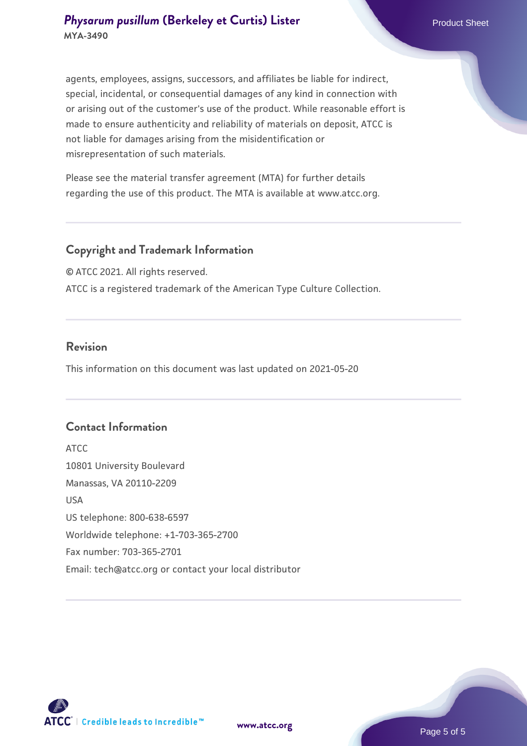agents, employees, assigns, successors, and affiliates be liable for indirect, special, incidental, or consequential damages of any kind in connection with or arising out of the customer's use of the product. While reasonable effort is made to ensure authenticity and reliability of materials on deposit, ATCC is not liable for damages arising from the misidentification or misrepresentation of such materials.

Please see the material transfer agreement (MTA) for further details regarding the use of this product. The MTA is available at www.atcc.org.

## Copyright and Trademark Information

© ATCC 2021. All rights reserved.

ATCC is a registered trademark of the American Type Culture Collection.

## Revision

This information on this document was last updated on 2021-05-20

## Contact Information

ATCC
10801 University Boulevard
Manassas, VA 20110-2209
USA
US telephone: 800-638-6597
Worldwide telephone: +1-703-365-2700
Fax number: 703-365-2701
Email: tech@atcc.org or contact your local distributor